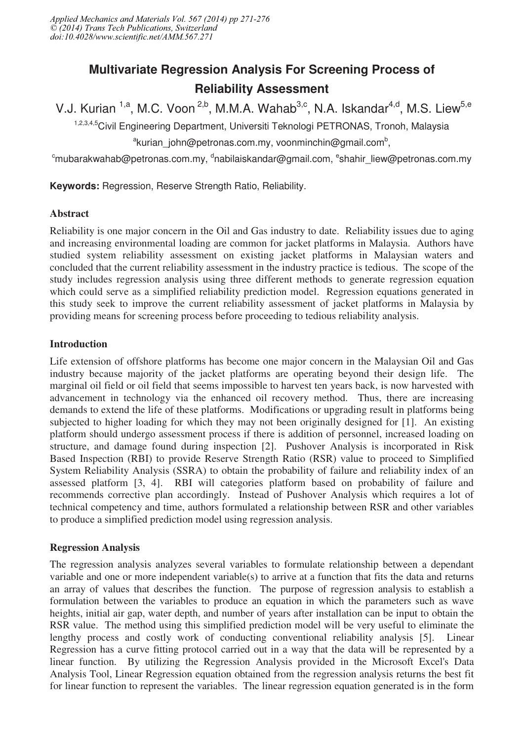# Multivariate Regression Analysis For Screening Process of Reliability Assessment

V.J. Kurian [1,a], M.C. Voon [2,b], M.M.A. Wahab [3,c], N.A. Iskandar [4,d], M.S. Liew [5,e]

[1,2,3,4,5]Civil Engineering Department, Universiti Teknologi PETRONAS, Tronoh, Malaysia

[a]kurian_john@petronas.com.my, voonminchin@gmail.com[b],

[c]mubarakwahab@petronas.com.my, [d]nabilaiskandar@gmail.com, [e]shahir_liew@petronas.com.my

**Keywords:** Regression, Reserve Strength Ratio, Reliability.

## Abstract

Reliability is one major concern in the Oil and Gas industry to date. Reliability issues due to aging and increasing environmental loading are common for jacket platforms in Malaysia. Authors have studied system reliability assessment on existing jacket platforms in Malaysian waters and concluded that the current reliability assessment in the industry practice is tedious. The scope of the study includes regression analysis using three different methods to generate regression equation which could serve as a simplified reliability prediction model. Regression equations generated in this study seek to improve the current reliability assessment of jacket platforms in Malaysia by providing means for screening process before proceeding to tedious reliability analysis.

## Introduction

Life extension of offshore platforms has become one major concern in the Malaysian Oil and Gas industry because majority of the jacket platforms are operating beyond their design life. The marginal oil field or oil field that seems impossible to harvest ten years back, is now harvested with advancement in technology via the enhanced oil recovery method. Thus, there are increasing demands to extend the life of these platforms. Modifications or upgrading result in platforms being subjected to higher loading for which they may not been originally designed for [1]. An existing platform should undergo assessment process if there is addition of personnel, increased loading on structure, and damage found during inspection [2]. Pushover Analysis is incorporated in Risk Based Inspection (RBI) to provide Reserve Strength Ratio (RSR) value to proceed to Simplified System Reliability Analysis (SSRA) to obtain the probability of failure and reliability index of an assessed platform [3, 4]. RBI will categories platform based on probability of failure and recommends corrective plan accordingly. Instead of Pushover Analysis which requires a lot of technical competency and time, authors formulated a relationship between RSR and other variables to produce a simplified prediction model using regression analysis.

## Regression Analysis

The regression analysis analyzes several variables to formulate relationship between a dependant variable and one or more independent variable(s) to arrive at a function that fits the data and returns an array of values that describes the function. The purpose of regression analysis to establish a formulation between the variables to produce an equation in which the parameters such as wave heights, initial air gap, water depth, and number of years after installation can be input to obtain the RSR value. The method using this simplified prediction model will be very useful to eliminate the lengthy process and costly work of conducting conventional reliability analysis [5]. Linear Regression has a curve fitting protocol carried out in a way that the data will be represented by a linear function. By utilizing the Regression Analysis provided in the Microsoft Excel's Data Analysis Tool, Linear Regression equation obtained from the regression analysis returns the best fit for linear function to represent the variables. The linear regression equation generated is in the form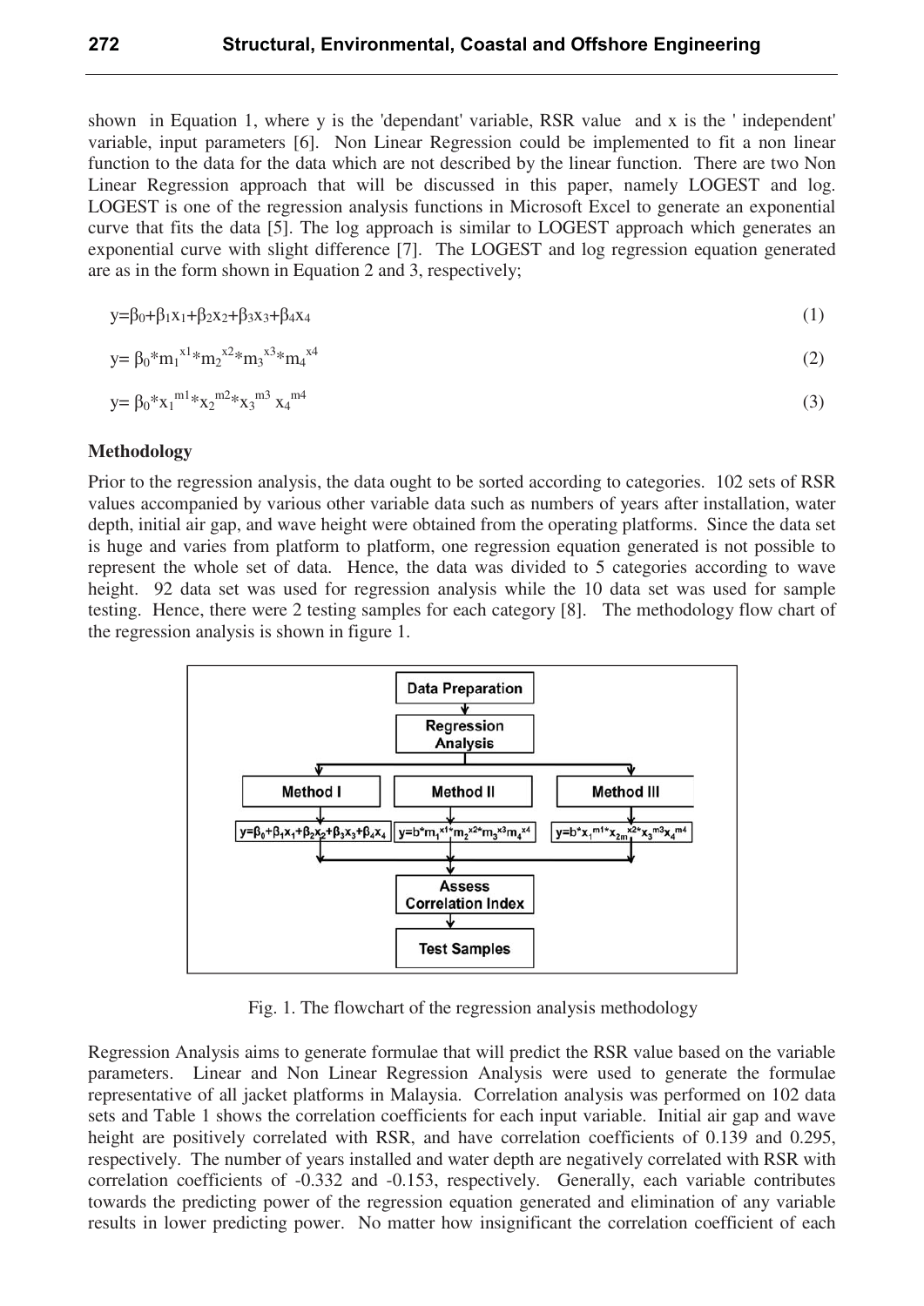shown in Equation 1, where y is the 'dependant' variable, RSR value and x is the ' independent' variable, input parameters [6]. Non Linear Regression could be implemented to fit a non linear function to the data for the data which are not described by the linear function. There are two Non Linear Regression approach that will be discussed in this paper, namely LOGEST and log. LOGEST is one of the regression analysis functions in Microsoft Excel to generate an exponential curve that fits the data [5]. The log approach is similar to LOGEST approach which generates an exponential curve with slight difference [7]. The LOGEST and log regression equation generated are as in the form shown in Equation 2 and 3, respectively;

$$y=\beta_0+\beta_1x_1+\beta_2x_2+\beta_3x_3+\beta_4x_4 \tag{1}$$

$$y=\beta_0*m_1^{x1}*m_2^{x2}*m_3^{x3}*m_4^{x4} \tag{2}$$

$$y=\beta_0*x_1^{m1}*x_2^{m2}*x_3^{m3}\ x_4^{m4} \tag{3}$$

**Methodology**

Prior to the regression analysis, the data ought to be sorted according to categories. 102 sets of RSR values accompanied by various other variable data such as numbers of years after installation, water depth, initial air gap, and wave height were obtained from the operating platforms. Since the data set is huge and varies from platform to platform, one regression equation generated is not possible to represent the whole set of data. Hence, the data was divided to 5 categories according to wave height. 92 data set was used for regression analysis while the 10 data set was used for sample testing. Hence, there were 2 testing samples for each category [8]. The methodology flow chart of the regression analysis is shown in figure 1.

Data Preparation → Regression Analysis → Method I ($y=\beta_0+\beta_1x_1+\beta_2x_2+\beta_3x_3+\beta_4x_4$) / Method II ($y=b*m_1^{x1}*m_2^{x2}*m_3^{x3}m_4^{x4}$) / Method III ($y=b*x_1^{m1}*x_{2m}^{x2}*x_3^{m3}x_4^{m4}$) → Assess Correlation Index → Test Samples

Fig. 1. The flowchart of the regression analysis methodology

Regression Analysis aims to generate formulae that will predict the RSR value based on the variable parameters. Linear and Non Linear Regression Analysis were used to generate the formulae representative of all jacket platforms in Malaysia. Correlation analysis was performed on 102 data sets and Table 1 shows the correlation coefficients for each input variable. Initial air gap and wave height are positively correlated with RSR, and have correlation coefficients of 0.139 and 0.295, respectively. The number of years installed and water depth are negatively correlated with RSR with correlation coefficients of -0.332 and -0.153, respectively. Generally, each variable contributes towards the predicting power of the regression equation generated and elimination of any variable results in lower predicting power. No matter how insignificant the correlation coefficient of each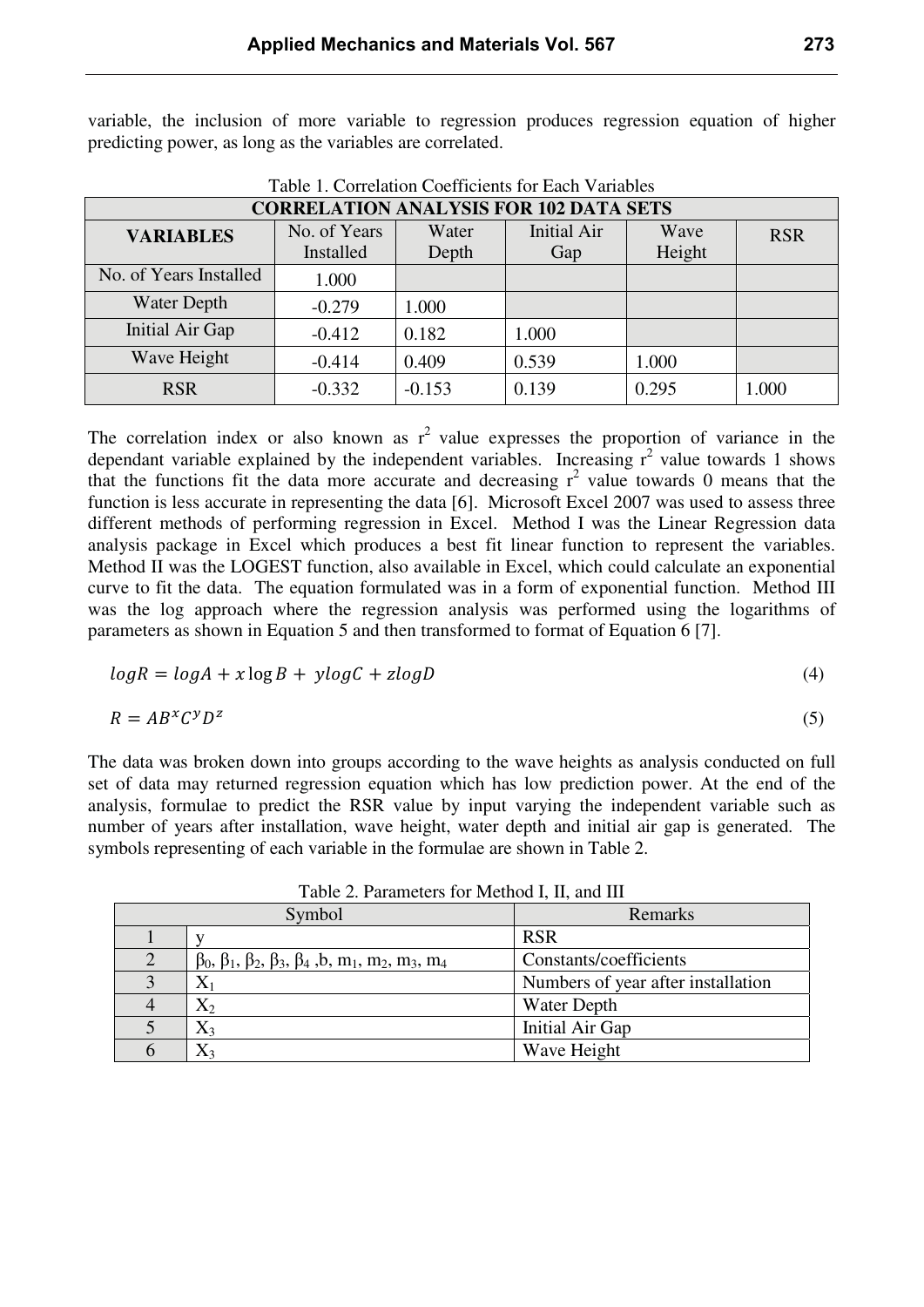variable, the inclusion of more variable to regression produces regression equation of higher predicting power, as long as the variables are correlated.

Table 1. Correlation Coefficients for Each Variables

| CORRELATION ANALYSIS FOR 102 DATA SETS | | | | | |
|---|---|---|---|---|---|
| **VARIABLES** | No. of Years Installed | Water Depth | Initial Air Gap | Wave Height | RSR |
| No. of Years Installed | 1.000 | | | | |
| Water Depth | -0.279 | 1.000 | | | |
| Initial Air Gap | -0.412 | 0.182 | 1.000 | | |
| Wave Height | -0.414 | 0.409 | 0.539 | 1.000 | |
| RSR | -0.332 | -0.153 | 0.139 | 0.295 | 1.000 |

The correlation index or also known as $r^2$ value expresses the proportion of variance in the dependant variable explained by the independent variables. Increasing $r^2$ value towards 1 shows that the functions fit the data more accurate and decreasing $r^2$ value towards 0 means that the function is less accurate in representing the data [6]. Microsoft Excel 2007 was used to assess three different methods of performing regression in Excel. Method I was the Linear Regression data analysis package in Excel which produces a best fit linear function to represent the variables. Method II was the LOGEST function, also available in Excel, which could calculate an exponential curve to fit the data. The equation formulated was in a form of exponential function. Method III was the log approach where the regression analysis was performed using the logarithms of parameters as shown in Equation 5 and then transformed to format of Equation 6 [7].

$$logR = logA + x\log B + \; ylogC + zlogD \tag{4}$$

$$R = AB^{x}C^{y}D^{z} \tag{5}$$

The data was broken down into groups according to the wave heights as analysis conducted on full set of data may returned regression equation which has low prediction power. At the end of the analysis, formulae to predict the RSR value by input varying the independent variable such as number of years after installation, wave height, water depth and initial air gap is generated. The symbols representing of each variable in the formulae are shown in Table 2.

Table 2. Parameters for Method I, II, and III

| Symbol | | Remarks |
|---|---|---|
| 1 | y | RSR |
| 2 | $\beta_0$, $\beta_1$, $\beta_2$, $\beta_3$, $\beta_4$ ,b, $m_1$, $m_2$, $m_3$, $m_4$ | Constants/coefficients |
| 3 | $X_1$ | Numbers of year after installation |
| 4 | $X_2$ | Water Depth |
| 5 | $X_3$ | Initial Air Gap |
| 6 | $X_3$ | Wave Height |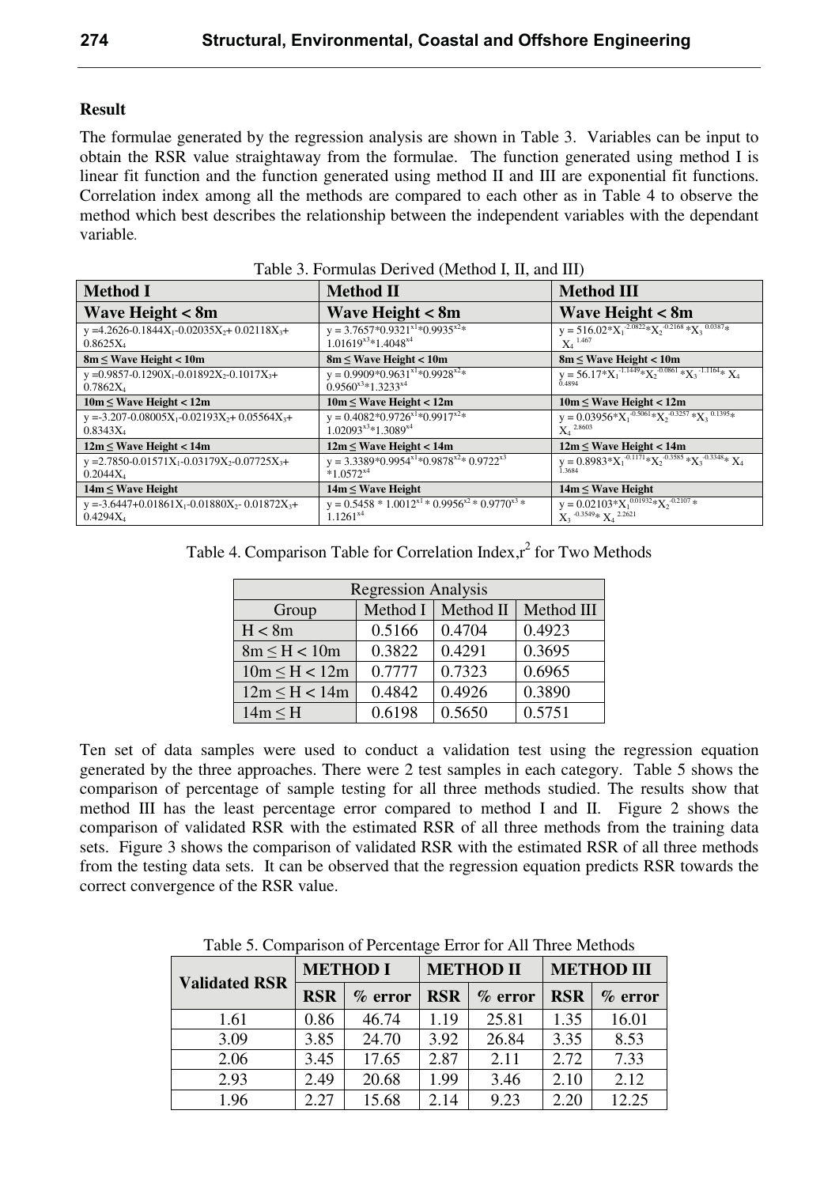**Result**

The formulae generated by the regression analysis are shown in Table 3. Variables can be input to obtain the RSR value straightaway from the formulae. The function generated using method I is linear fit function and the function generated using method II and III are exponential fit functions. Correlation index among all the methods are compared to each other as in Table 4 to observe the method which best describes the relationship between the independent variables with the dependant variable.

Table 3. Formulas Derived (Method I, II, and III)

| Method I | Method II | Method III |
|---|---|---|
| **Wave Height < 8m** | **Wave Height < 8m** | **Wave Height < 8m** |
| $y = 4.2626 - 0.1844X_1 - 0.02035X_2 + 0.02118X_3 + 0.8625X_4$ | $y = 3.7657*0.9321^{x1}*0.9935^{x2}*1.01619^{x3}*1.4048^{x4}$ | $y = 516.02*X_1^{-2.0822}*X_2^{-0.2168}*X_3^{0.0387}*X_4^{1.467}$ |
| **8m ≤ Wave Height < 10m** | **8m ≤ Wave Height < 10m** | **8m ≤ Wave Height < 10m** |
| $y = 0.9857 - 0.1290X_1 - 0.01892X_2 - 0.1017X_3 + 0.7862X_4$ | $y = 0.9909*0.9631^{x1}*0.9928^{x2}*0.9560^{x3}*1.3233^{x4}$ | $y = 56.17*X_1^{-1.1449}*X_2^{-0.0861}*X_3^{-1.1164}*X_4^{0.4894}$ |
| **10m ≤ Wave Height < 12m** | **10m ≤ Wave Height < 12m** | **10m ≤ Wave Height < 12m** |
| $y = -3.207 - 0.08005X_1 - 0.02193X_2 + 0.05564X_3 + 0.8343X_4$ | $y = 0.4082*0.9726^{x1}*0.9917^{x2}*1.02093^{x3}*1.3089^{x4}$ | $y = 0.03956*X_1^{-0.5061}*X_2^{-0.3257}*X_3^{0.1395}*X_4^{2.8603}$ |
| **12m ≤ Wave Height < 14m** | **12m ≤ Wave Height < 14m** | **12m ≤ Wave Height < 14m** |
| $y = 2.7850 - 0.01571X_1 - 0.03179X_2 - 0.07725X_3 + 0.2044X_4$ | $y = 3.3389*0.9954^{x1}*0.9878^{x2}*0.9722^{x3}*1.0572^{x4}$ | $y = 0.8983*X_1^{-0.1171}*X_2^{-0.3585}*X_3^{-0.3348}*X_4^{1.3684}$ |
| **14m ≤ Wave Height** | **14m ≤ Wave Height** | **14m ≤ Wave Height** |
| $y = -3.6447 + 0.01861X_1 - 0.01880X_2 - 0.01872X_3 + 0.4294X_4$ | $y = 0.5458 * 1.0012^{x1} * 0.9956^{x2} * 0.9770^{x3} * 1.1261^{x4}$ | $y = 0.02103*X_1^{0.01932}*X_2^{-0.2107}*X_3^{-0.3549}*X_4^{2.2621}$ |

Table 4. Comparison Table for Correlation Index, $r^2$ for Two Methods

| Regression Analysis | | | |
|---|---|---|---|
| Group | Method I | Method II | Method III |
| H < 8m | 0.5166 | 0.4704 | 0.4923 |
| 8m ≤ H < 10m | 0.3822 | 0.4291 | 0.3695 |
| 10m ≤ H < 12m | 0.7777 | 0.7323 | 0.6965 |
| 12m ≤ H < 14m | 0.4842 | 0.4926 | 0.3890 |
| 14m ≤ H | 0.6198 | 0.5650 | 0.5751 |

Ten set of data samples were used to conduct a validation test using the regression equation generated by the three approaches. There were 2 test samples in each category. Table 5 shows the comparison of percentage of sample testing for all three methods studied. The results show that method III has the least percentage error compared to method I and II. Figure 2 shows the comparison of validated RSR with the estimated RSR of all three methods from the training data sets. Figure 3 shows the comparison of validated RSR with the estimated RSR of all three methods from the testing data sets. It can be observed that the regression equation predicts RSR towards the correct convergence of the RSR value.

Table 5. Comparison of Percentage Error for All Three Methods

| Validated RSR | METHOD I | | METHOD II | | METHOD III | |
|---|---|---|---|---|---|---|
| | RSR | % error | RSR | % error | RSR | % error |
| 1.61 | 0.86 | 46.74 | 1.19 | 25.81 | 1.35 | 16.01 |
| 3.09 | 3.85 | 24.70 | 3.92 | 26.84 | 3.35 | 8.53 |
| 2.06 | 3.45 | 17.65 | 2.87 | 2.11 | 2.72 | 7.33 |
| 2.93 | 2.49 | 20.68 | 1.99 | 3.46 | 2.10 | 2.12 |
| 1.96 | 2.27 | 15.68 | 2.14 | 9.23 | 2.20 | 12.25 |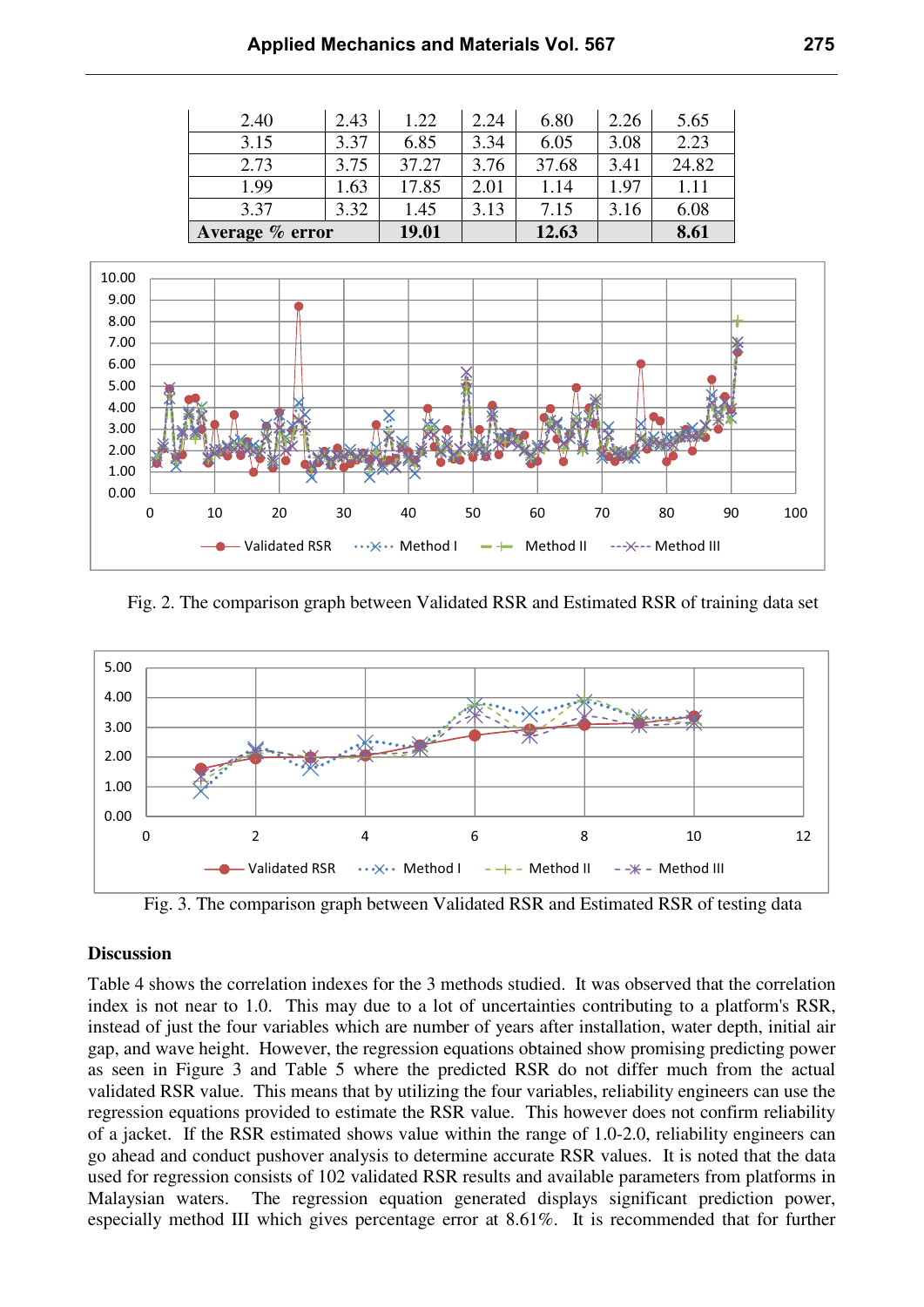| | | | | | | |
|---|---|---|---|---|---|---|
| 2.40 | 2.43 | 1.22 | 2.24 | 6.80 | 2.26 | 5.65 |
| 3.15 | 3.37 | 6.85 | 3.34 | 6.05 | 3.08 | 2.23 |
| 2.73 | 3.75 | 37.27 | 3.76 | 37.68 | 3.41 | 24.82 |
| 1.99 | 1.63 | 17.85 | 2.01 | 1.14 | 1.97 | 1.11 |
| 3.37 | 3.32 | 1.45 | 3.13 | 7.15 | 3.16 | 6.08 |
| **Average % error** | | **19.01** | | **12.63** | | **8.61** |

Fig. 2. The comparison graph between Validated RSR and Estimated RSR of training data set

Fig. 3. The comparison graph between Validated RSR and Estimated RSR of testing data

## Discussion

Table 4 shows the correlation indexes for the 3 methods studied. It was observed that the correlation index is not near to 1.0. This may due to a lot of uncertainties contributing to a platform's RSR, instead of just the four variables which are number of years after installation, water depth, initial air gap, and wave height. However, the regression equations obtained show promising predicting power as seen in Figure 3 and Table 5 where the predicted RSR do not differ much from the actual validated RSR value. This means that by utilizing the four variables, reliability engineers can use the regression equations provided to estimate the RSR value. This however does not confirm reliability of a jacket. If the RSR estimated shows value within the range of 1.0-2.0, reliability engineers can go ahead and conduct pushover analysis to determine accurate RSR values. It is noted that the data used for regression consists of 102 validated RSR results and available parameters from platforms in Malaysian waters. The regression equation generated displays significant prediction power, especially method III which gives percentage error at 8.61%. It is recommended that for further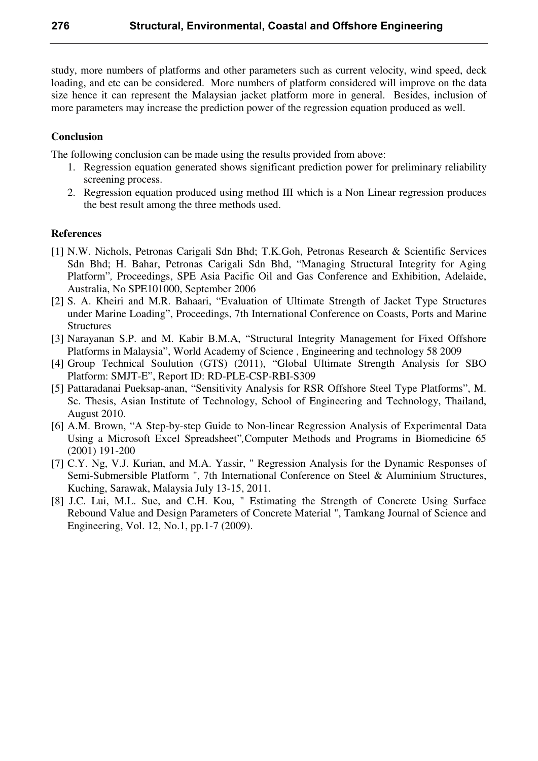study, more numbers of platforms and other parameters such as current velocity, wind speed, deck loading, and etc can be considered. More numbers of platform considered will improve on the data size hence it can represent the Malaysian jacket platform more in general. Besides, inclusion of more parameters may increase the prediction power of the regression equation produced as well.

## Conclusion

The following conclusion can be made using the results provided from above:

1. Regression equation generated shows significant prediction power for preliminary reliability screening process.
2. Regression equation produced using method III which is a Non Linear regression produces the best result among the three methods used.

## References

[1] N.W. Nichols, Petronas Carigali Sdn Bhd; T.K.Goh, Petronas Research & Scientific Services Sdn Bhd; H. Bahar, Petronas Carigali Sdn Bhd, "Managing Structural Integrity for Aging Platform", Proceedings, SPE Asia Pacific Oil and Gas Conference and Exhibition, Adelaide, Australia, No SPE101000, September 2006

[2] S. A. Kheiri and M.R. Bahaari, "Evaluation of Ultimate Strength of Jacket Type Structures under Marine Loading", Proceedings, 7th International Conference on Coasts, Ports and Marine Structures

[3] Narayanan S.P. and M. Kabir B.M.A, "Structural Integrity Management for Fixed Offshore Platforms in Malaysia", World Academy of Science , Engineering and technology 58 2009

[4] Group Technical Soulution (GTS) (2011), "Global Ultimate Strength Analysis for SBO Platform: SMJT-E", Report ID: RD-PLE-CSP-RBI-S309

[5] Pattaradanai Pueksap-anan, "Sensitivity Analysis for RSR Offshore Steel Type Platforms", M. Sc. Thesis, Asian Institute of Technology, School of Engineering and Technology, Thailand, August 2010.

[6] A.M. Brown, "A Step-by-step Guide to Non-linear Regression Analysis of Experimental Data Using a Microsoft Excel Spreadsheet",Computer Methods and Programs in Biomedicine 65 (2001) 191-200

[7] C.Y. Ng, V.J. Kurian, and M.A. Yassir, " Regression Analysis for the Dynamic Responses of Semi-Submersible Platform ", 7th International Conference on Steel & Aluminium Structures, Kuching, Sarawak, Malaysia July 13-15, 2011.

[8] J.C. Lui, M.L. Sue, and C.H. Kou, " Estimating the Strength of Concrete Using Surface Rebound Value and Design Parameters of Concrete Material ", Tamkang Journal of Science and Engineering, Vol. 12, No.1, pp.1-7 (2009).